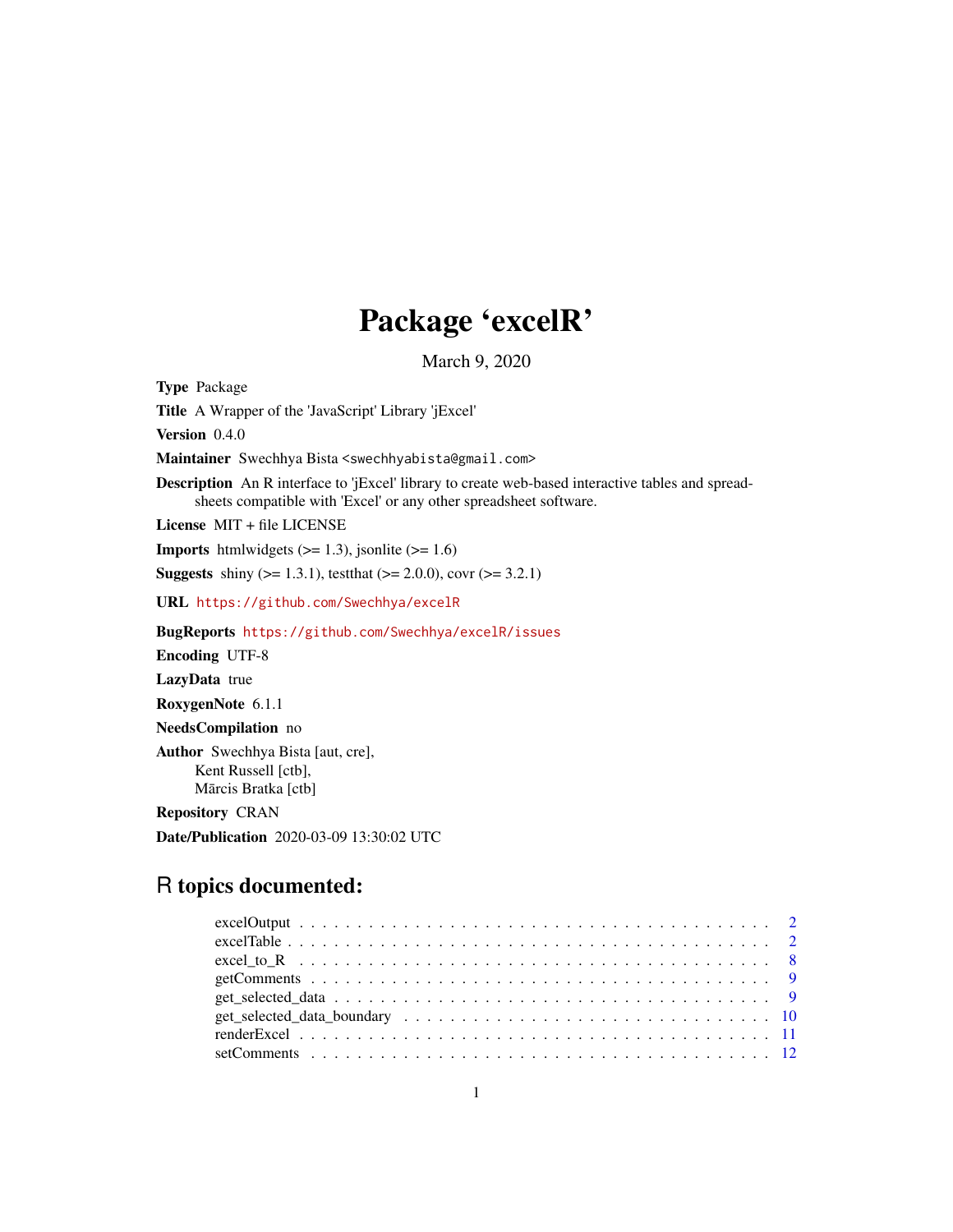# Package 'excelR'

March 9, 2020

**Type** Package

**Title** A Wrapper of the 'JavaScript' Library 'jExcel'

**Version** 0.4.0

**Maintainer** Swechhya Bista <swechhyabista@gmail.com>

**Description** An R interface to 'jExcel' library to create web-based interactive tables and spreadsheets compatible with 'Excel' or any other spreadsheet software.

**License** MIT + file LICENSE

**Imports** htmlwidgets (>= 1.3), jsonlite (>= 1.6)

**Suggests** shiny (>= 1.3.1), testthat (>= 2.0.0), covr (>= 3.2.1)

**URL** https://github.com/Swechhya/excelR

**BugReports** https://github.com/Swechhya/excelR/issues

**Encoding** UTF-8

**LazyData** true

**RoxygenNote** 6.1.1

**NeedsCompilation** no

**Author** Swechhya Bista [aut, cre],
Kent Russell [ctb],
Mārcis Bratka [ctb]

**Repository** CRAN

**Date/Publication** 2020-03-09 13:30:02 UTC

## R topics documented:

- excelOutput . . . . . . . . . . . . . . . . . . . . . . . . . . . . . . . . . . . . . . . 2
- excelTable . . . . . . . . . . . . . . . . . . . . . . . . . . . . . . . . . . . . . . . 2
- excel_to_R . . . . . . . . . . . . . . . . . . . . . . . . . . . . . . . . . . . . . . . 8
- getComments . . . . . . . . . . . . . . . . . . . . . . . . . . . . . . . . . . . . . . . 9
- get_selected_data . . . . . . . . . . . . . . . . . . . . . . . . . . . . . . . . . . . . 9
- get_selected_data_boundary . . . . . . . . . . . . . . . . . . . . . . . . . . . . . . 10
- renderExcel . . . . . . . . . . . . . . . . . . . . . . . . . . . . . . . . . . . . . . . 11
- setComments . . . . . . . . . . . . . . . . . . . . . . . . . . . . . . . . . . . . . . . 12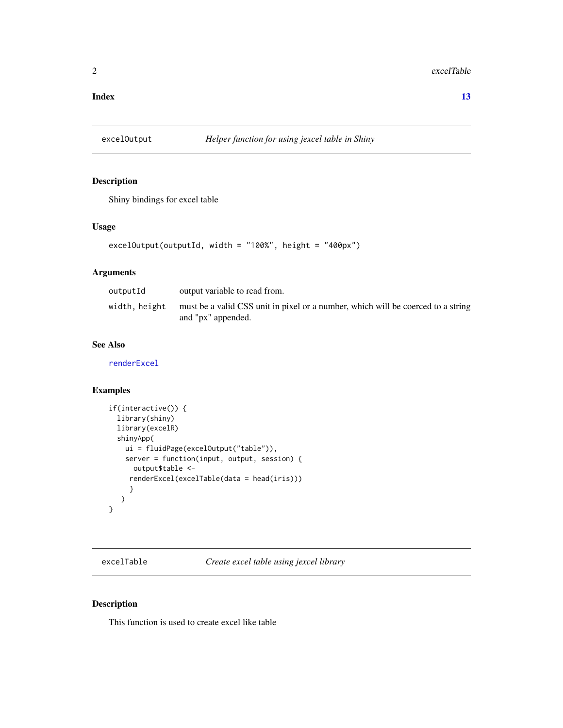**Index** **13**

## excelOutput — *Helper function for using jexcel table in Shiny*

### Description

Shiny bindings for excel table

### Usage

```
excelOutput(outputId, width = "100%", height = "400px")
```

### Arguments

| | |
|---|---|
| `outputId` | output variable to read from. |
| `width, height` | must be a valid CSS unit in pixel or a number, which will be coerced to a string and "px" appended. |

### See Also

`renderExcel`

### Examples

```
if(interactive()) {
  library(shiny)
  library(excelR)
  shinyApp(
    ui = fluidPage(excelOutput("table")),
    server = function(input, output, session) {
      output$table <-
     renderExcel(excelTable(data = head(iris)))
     }
   )
}
```

## excelTable — *Create excel table using jexcel library*

### Description

This function is used to create excel like table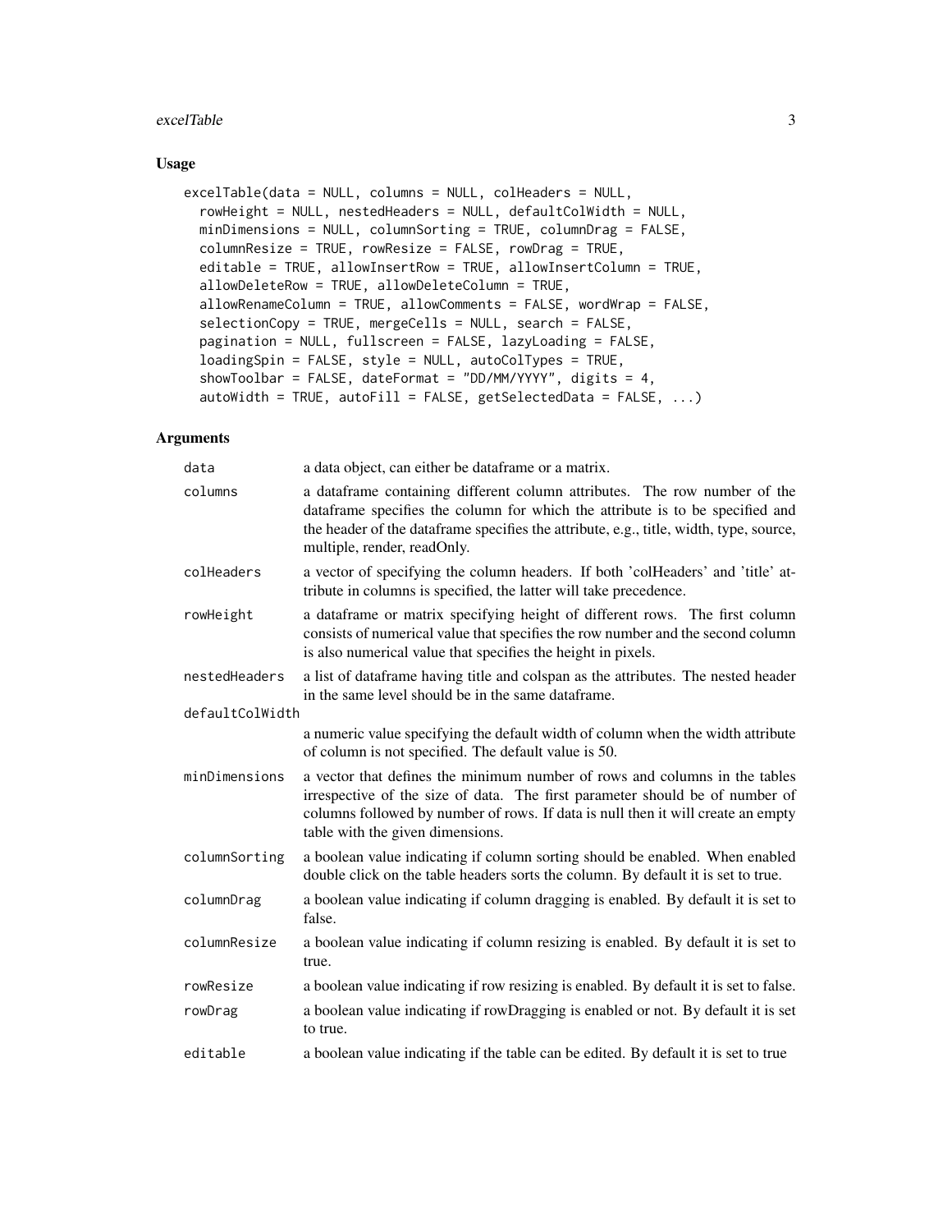## Usage

```
excelTable(data = NULL, columns = NULL, colHeaders = NULL,
  rowHeight = NULL, nestedHeaders = NULL, defaultColWidth = NULL,
  minDimensions = NULL, columnSorting = TRUE, columnDrag = FALSE,
  columnResize = TRUE, rowResize = FALSE, rowDrag = TRUE,
  editable = TRUE, allowInsertRow = TRUE, allowInsertColumn = TRUE,
  allowDeleteRow = TRUE, allowDeleteColumn = TRUE,
  allowRenameColumn = TRUE, allowComments = FALSE, wordWrap = FALSE,
  selectionCopy = TRUE, mergeCells = NULL, search = FALSE,
  pagination = NULL, fullscreen = FALSE, lazyLoading = FALSE,
  loadingSpin = FALSE, style = NULL, autoColTypes = TRUE,
  showToolbar = FALSE, dateFormat = "DD/MM/YYYY", digits = 4,
  autoWidth = TRUE, autoFill = FALSE, getSelectedData = FALSE, ...)
```

## Arguments

| | |
|---|---|
| `data` | a data object, can either be dataframe or a matrix. |
| `columns` | a dataframe containing different column attributes. The row number of the dataframe specifies the column for which the attribute is to be specified and the header of the dataframe specifies the attribute, e.g., title, width, type, source, multiple, render, readOnly. |
| `colHeaders` | a vector of specifying the column headers. If both 'colHeaders' and 'title' attribute in columns is specified, the latter will take precedence. |
| `rowHeight` | a dataframe or matrix specifying height of different rows. The first column consists of numerical value that specifies the row number and the second column is also numerical value that specifies the height in pixels. |
| `nestedHeaders` | a list of dataframe having title and colspan as the attributes. The nested header in the same level should be in the same dataframe. |
| `defaultColWidth` | a numeric value specifying the default width of column when the width attribute of column is not specified. The default value is 50. |
| `minDimensions` | a vector that defines the minimum number of rows and columns in the tables irrespective of the size of data. The first parameter should be of number of columns followed by number of rows. If data is null then it will create an empty table with the given dimensions. |
| `columnSorting` | a boolean value indicating if column sorting should be enabled. When enabled double click on the table headers sorts the column. By default it is set to true. |
| `columnDrag` | a boolean value indicating if column dragging is enabled. By default it is set to false. |
| `columnResize` | a boolean value indicating if column resizing is enabled. By default it is set to true. |
| `rowResize` | a boolean value indicating if row resizing is enabled. By default it is set to false. |
| `rowDrag` | a boolean value indicating if rowDragging is enabled or not. By default it is set to true. |
| `editable` | a boolean value indicating if the table can be edited. By default it is set to true |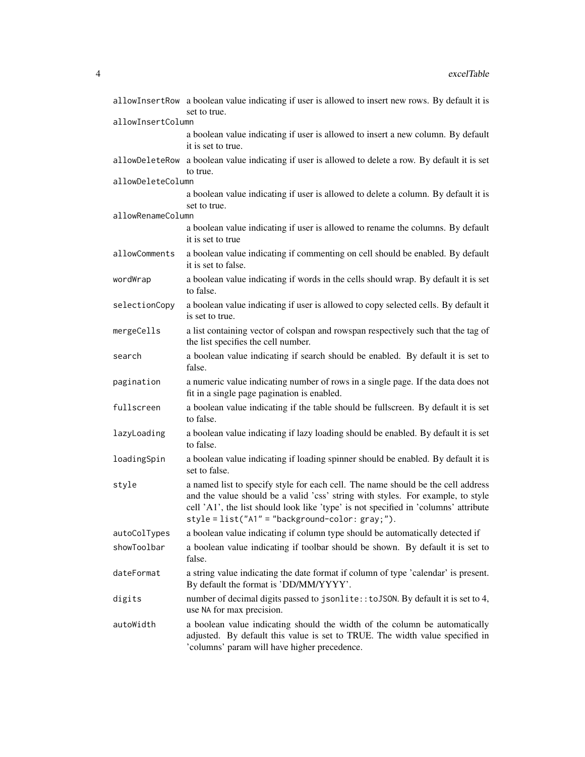| | |
|---|---|
| `allowInsertRow` | a boolean value indicating if user is allowed to insert new rows. By default it is set to true. |
| `allowInsertColumn` | a boolean value indicating if user is allowed to insert a new column. By default it is set to true. |
| `allowDeleteRow` | a boolean value indicating if user is allowed to delete a row. By default it is set to true. |
| `allowDeleteColumn` | a boolean value indicating if user is allowed to delete a column. By default it is set to true. |
| `allowRenameColumn` | a boolean value indicating if user is allowed to rename the columns. By default it is set to true |
| `allowComments` | a boolean value indicating if commenting on cell should be enabled. By default it is set to false. |
| `wordWrap` | a boolean value indicating if words in the cells should wrap. By default it is set to false. |
| `selectionCopy` | a boolean value indicating if user is allowed to copy selected cells. By default it is set to true. |
| `mergeCells` | a list containing vector of colspan and rowspan respectively such that the tag of the list specifies the cell number. |
| `search` | a boolean value indicating if search should be enabled. By default it is set to false. |
| `pagination` | a numeric value indicating number of rows in a single page. If the data does not fit in a single page pagination is enabled. |
| `fullscreen` | a boolean value indicating if the table should be fullscreen. By default it is set to false. |
| `lazyLoading` | a boolean value indicating if lazy loading should be enabled. By default it is set to false. |
| `loadingSpin` | a boolean value indicating if loading spinner should be enabled. By default it is set to false. |
| `style` | a named list to specify style for each cell. The name should be the cell address and the value should be a valid 'css' string with styles. For example, to style cell 'A1', the list should look like 'type' is not specified in 'columns' attribute `style = list("A1" = "background-color: gray;")`. |
| `autoColTypes` | a boolean value indicating if column type should be automatically detected if |
| `showToolbar` | a boolean value indicating if toolbar should be shown. By default it is set to false. |
| `dateFormat` | a string value indicating the date format if column of type 'calendar' is present. By default the format is 'DD/MM/YYYY'. |
| `digits` | number of decimal digits passed to `jsonlite::toJSON`. By default it is set to 4, use `NA` for max precision. |
| `autoWidth` | a boolean indicating should the width of the column be automatically adjusted. By default this value is set to TRUE. The width value specified in 'columns' param will have higher precedence. |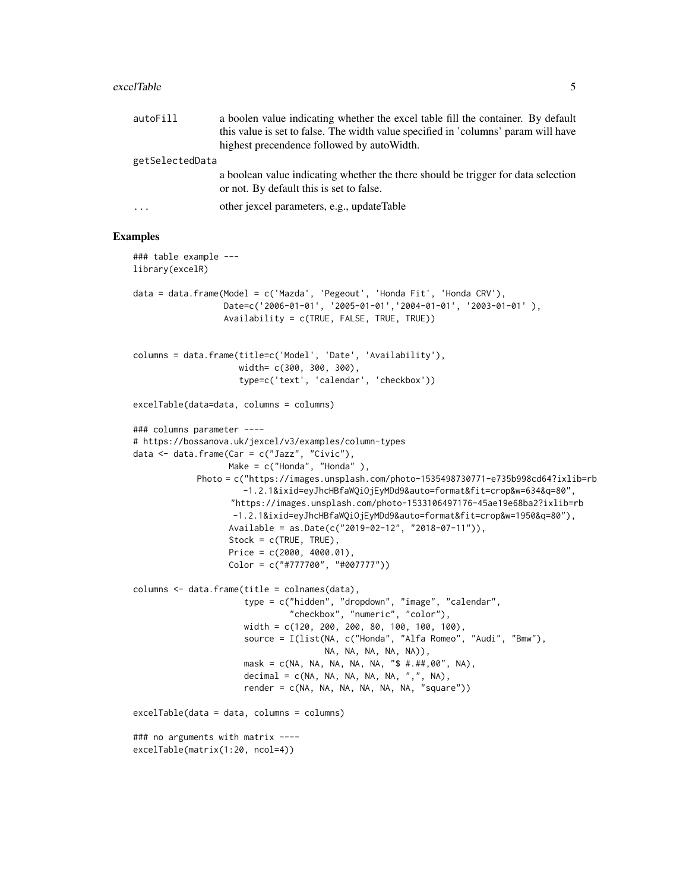autoFill
: a boolen value indicating whether the excel table fill the container. By default this value is set to false. The width value specified in 'columns' param will have highest precendence followed by autoWidth.

getSelectedData
: a boolean value indicating whether the there should be trigger for data selection or not. By default this is set to false.

...
: other jexcel parameters, e.g., updateTable

## Examples

```
### table example ---
library(excelR)

data = data.frame(Model = c('Mazda', 'Pegeout', 'Honda Fit', 'Honda CRV'),
                  Date=c('2006-01-01', '2005-01-01','2004-01-01', '2003-01-01' ),
                  Availability = c(TRUE, FALSE, TRUE, TRUE))


columns = data.frame(title=c('Model', 'Date', 'Availability'),
                     width= c(300, 300, 300),
                     type=c('text', 'calendar', 'checkbox'))

excelTable(data=data, columns = columns)

### columns parameter ----
# https://bossanova.uk/jexcel/v3/examples/column-types
data <- data.frame(Car = c("Jazz", "Civic"),
                   Make = c("Honda", "Honda" ),
            Photo = c("https://images.unsplash.com/photo-1535498730771-e735b998cd64?ixlib=rb
                      -1.2.1&ixid=eyJhcHBfaWQiOjEyMDd9&auto=format&fit=crop&w=634&q=80",
                    "https://images.unsplash.com/photo-1533106497176-45ae19e68ba2?ixlib=rb
                    -1.2.1&ixid=eyJhcHBfaWQiOjEyMDd9&auto=format&fit=crop&w=1950&q=80"),
                   Available = as.Date(c("2019-02-12", "2018-07-11")),
                   Stock = c(TRUE, TRUE),
                   Price = c(2000, 4000.01),
                   Color = c("#777700", "#007777"))

columns <- data.frame(title = colnames(data),
                      type = c("hidden", "dropdown", "image", "calendar",
                               "checkbox", "numeric", "color"),
                      width = c(120, 200, 200, 80, 100, 100, 100),
                      source = I(list(NA, c("Honda", "Alfa Romeo", "Audi", "Bmw"),
                                      NA, NA, NA, NA, NA)),
                      mask = c(NA, NA, NA, NA, NA, "$ #.##,00", NA),
                      decimal = c(NA, NA, NA, NA, NA, ",", NA),
                      render = c(NA, NA, NA, NA, NA, NA, "square"))

excelTable(data = data, columns = columns)

### no arguments with matrix ----
excelTable(matrix(1:20, ncol=4))
```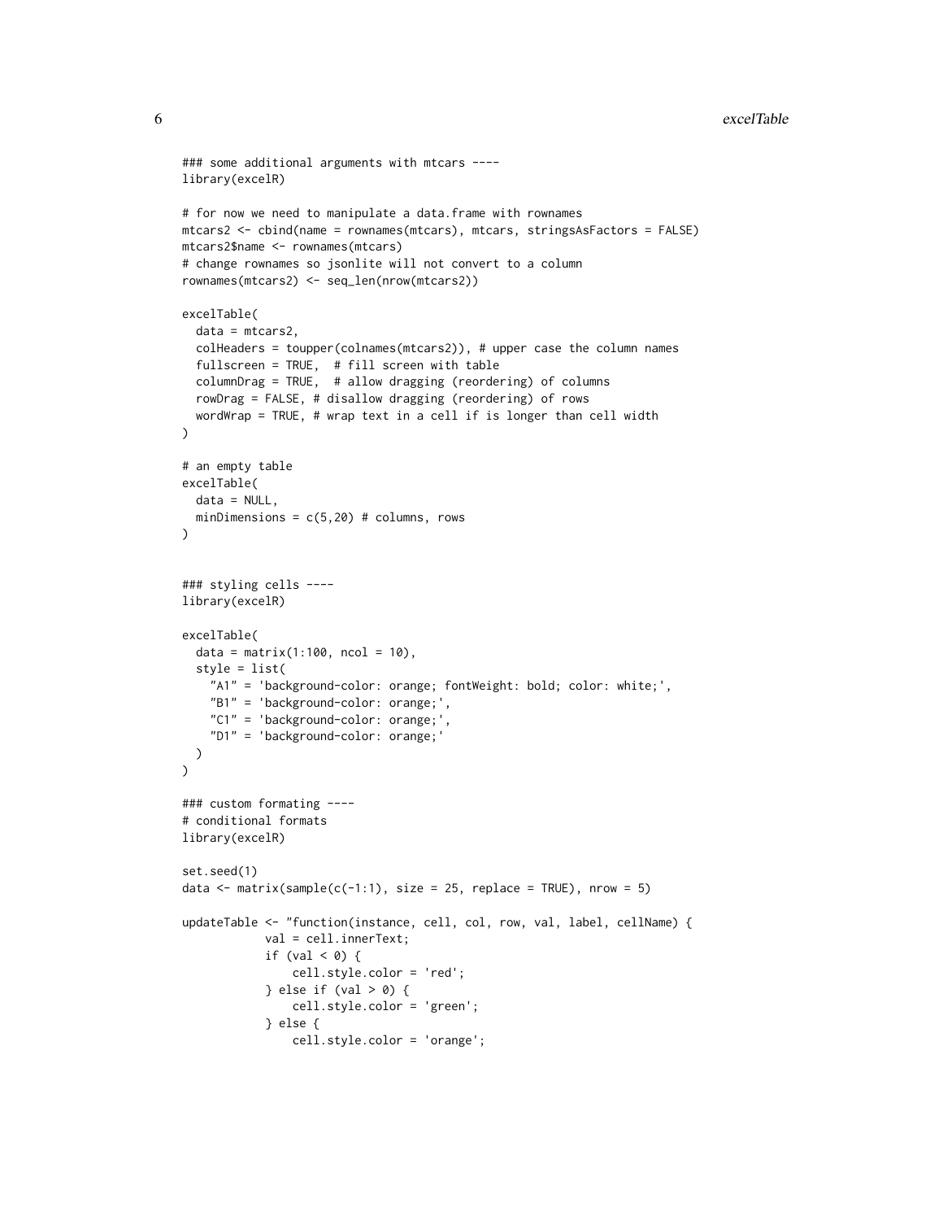```
### some additional arguments with mtcars ----
library(excelR)

# for now we need to manipulate a data.frame with rownames
mtcars2 <- cbind(name = rownames(mtcars), mtcars, stringsAsFactors = FALSE)
mtcars2$name <- rownames(mtcars)
# change rownames so jsonlite will not convert to a column
rownames(mtcars2) <- seq_len(nrow(mtcars2))

excelTable(
  data = mtcars2,
  colHeaders = toupper(colnames(mtcars2)), # upper case the column names
  fullscreen = TRUE,  # fill screen with table
  columnDrag = TRUE,  # allow dragging (reordering) of columns
  rowDrag = FALSE, # disallow dragging (reordering) of rows
  wordWrap = TRUE, # wrap text in a cell if is longer than cell width
)

# an empty table
excelTable(
  data = NULL,
  minDimensions = c(5,20) # columns, rows
)


### styling cells ----
library(excelR)

excelTable(
  data = matrix(1:100, ncol = 10),
  style = list(
    "A1" = 'background-color: orange; fontWeight: bold; color: white;',
    "B1" = 'background-color: orange;',
    "C1" = 'background-color: orange;',
    "D1" = 'background-color: orange;'
  )
)

### custom formating ----
# conditional formats
library(excelR)

set.seed(1)
data <- matrix(sample(c(-1:1), size = 25, replace = TRUE), nrow = 5)

updateTable <- "function(instance, cell, col, row, val, label, cellName) {
            val = cell.innerText;
            if (val < 0) {
                cell.style.color = 'red';
            } else if (val > 0) {
                cell.style.color = 'green';
            } else {
                cell.style.color = 'orange';
```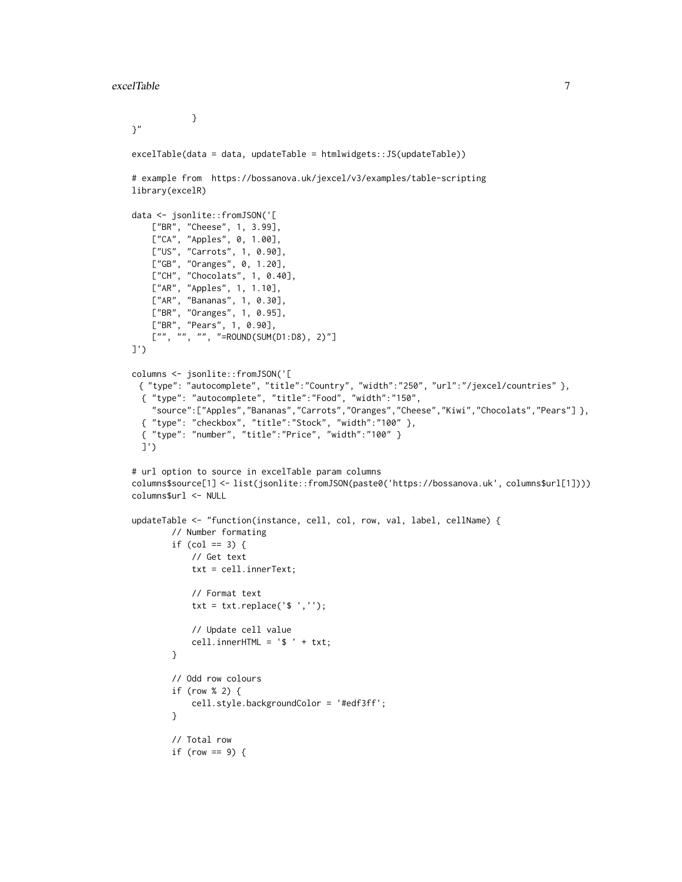```
            }
}"

excelTable(data = data, updateTable = htmlwidgets::JS(updateTable))

# example from  https://bossanova.uk/jexcel/v3/examples/table-scripting
library(excelR)

data <- jsonlite::fromJSON('[
    ["BR", "Cheese", 1, 3.99],
    ["CA", "Apples", 0, 1.00],
    ["US", "Carrots", 1, 0.90],
    ["GB", "Oranges", 0, 1.20],
    ["CH", "Chocolats", 1, 0.40],
    ["AR", "Apples", 1, 1.10],
    ["AR", "Bananas", 1, 0.30],
    ["BR", "Oranges", 1, 0.95],
    ["BR", "Pears", 1, 0.90],
    ["", "", "", "=ROUND(SUM(D1:D8), 2)"]
]')

columns <- jsonlite::fromJSON('[
  { "type": "autocomplete", "title":"Country", "width":"250", "url":"/jexcel/countries" },
  { "type": "autocomplete", "title":"Food", "width":"150",
    "source":["Apples","Bananas","Carrots","Oranges","Cheese","Kiwi","Chocolats","Pears"] },
  { "type": "checkbox", "title":"Stock", "width":"100" },
  { "type": "number", "title":"Price", "width":"100" }
  ]')

# url option to source in excelTable param columns
columns$source[1] <- list(jsonlite::fromJSON(paste0('https://bossanova.uk', columns$url[1])))
columns$url <- NULL

updateTable <- "function(instance, cell, col, row, val, label, cellName) {
        // Number formating
        if (col == 3) {
            // Get text
            txt = cell.innerText;

            // Format text
            txt = txt.replace('$ ','');

            // Update cell value
            cell.innerHTML = '$ ' + txt;
        }

        // Odd row colours
        if (row % 2) {
            cell.style.backgroundColor = '#edf3ff';
        }

        // Total row
        if (row == 9) {
```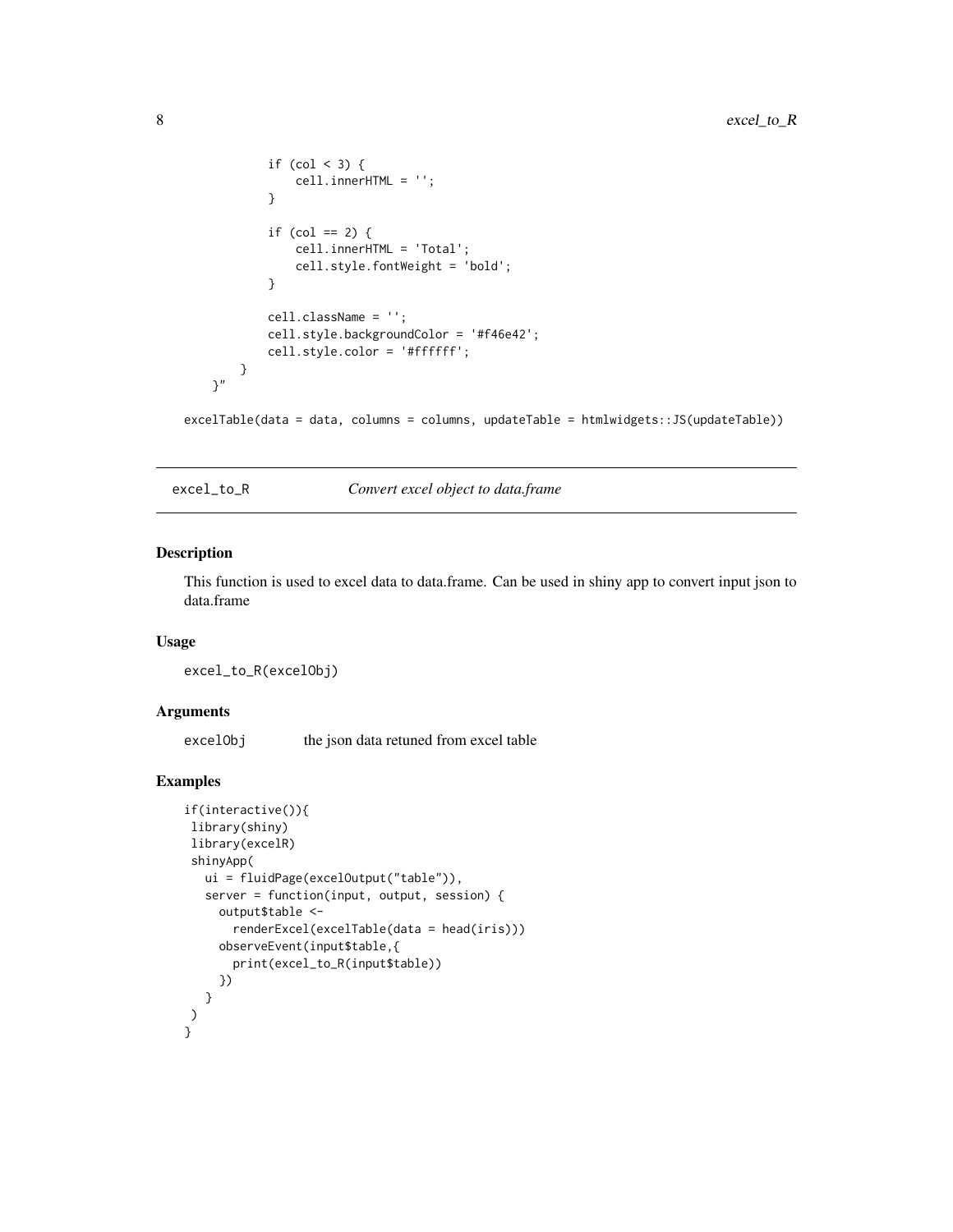```
            if (col < 3) {
                cell.innerHTML = '';
            }

            if (col == 2) {
                cell.innerHTML = 'Total';
                cell.style.fontWeight = 'bold';
            }

            cell.className = '';
            cell.style.backgroundColor = '#f46e42';
            cell.style.color = '#ffffff';
        }
    }"

excelTable(data = data, columns = columns, updateTable = htmlwidgets::JS(updateTable))
```

## excel_to_R — *Convert excel object to data.frame*

### Description

This function is used to excel data to data.frame. Can be used in shiny app to convert input json to data.frame

### Usage

```
excel_to_R(excelObj)
```

### Arguments

| | |
|---|---|
| excelObj | the json data retuned from excel table |

### Examples

```
if(interactive()){
 library(shiny)
 library(excelR)
 shinyApp(
   ui = fluidPage(excelOutput("table")),
   server = function(input, output, session) {
     output$table <-
       renderExcel(excelTable(data = head(iris)))
     observeEvent(input$table,{
       print(excel_to_R(input$table))
     })
   }
 )
}
```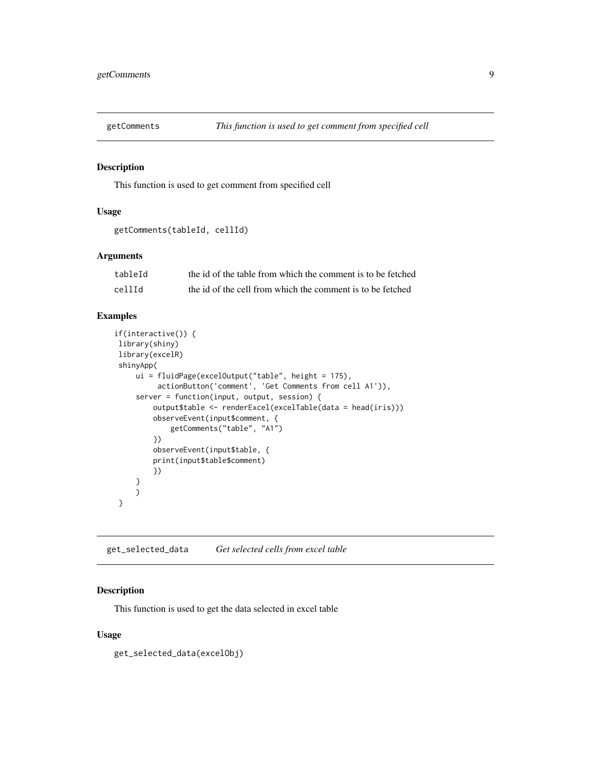## getComments — *This function is used to get comment from specified cell*

### Description

This function is used to get comment from specified cell

### Usage

```
getComments(tableId, cellId)
```

### Arguments

| | |
|---|---|
| tableId | the id of the table from which the comment is to be fetched |
| cellId | the id of the cell from which the comment is to be fetched |

### Examples

```
if(interactive()) {
 library(shiny)
 library(excelR)
 shinyApp(
     ui = fluidPage(excelOutput("table", height = 175),
          actionButton('comment', 'Get Comments from cell A1')),
     server = function(input, output, session) {
         output$table <- renderExcel(excelTable(data = head(iris)))
         observeEvent(input$comment, {
             getComments("table", "A1")
         })
         observeEvent(input$table, {
         print(input$table$comment)
         })
     }
     )
 }
```

## get_selected_data — *Get selected cells from excel table*

### Description

This function is used to get the data selected in excel table

### Usage

```
get_selected_data(excelObj)
```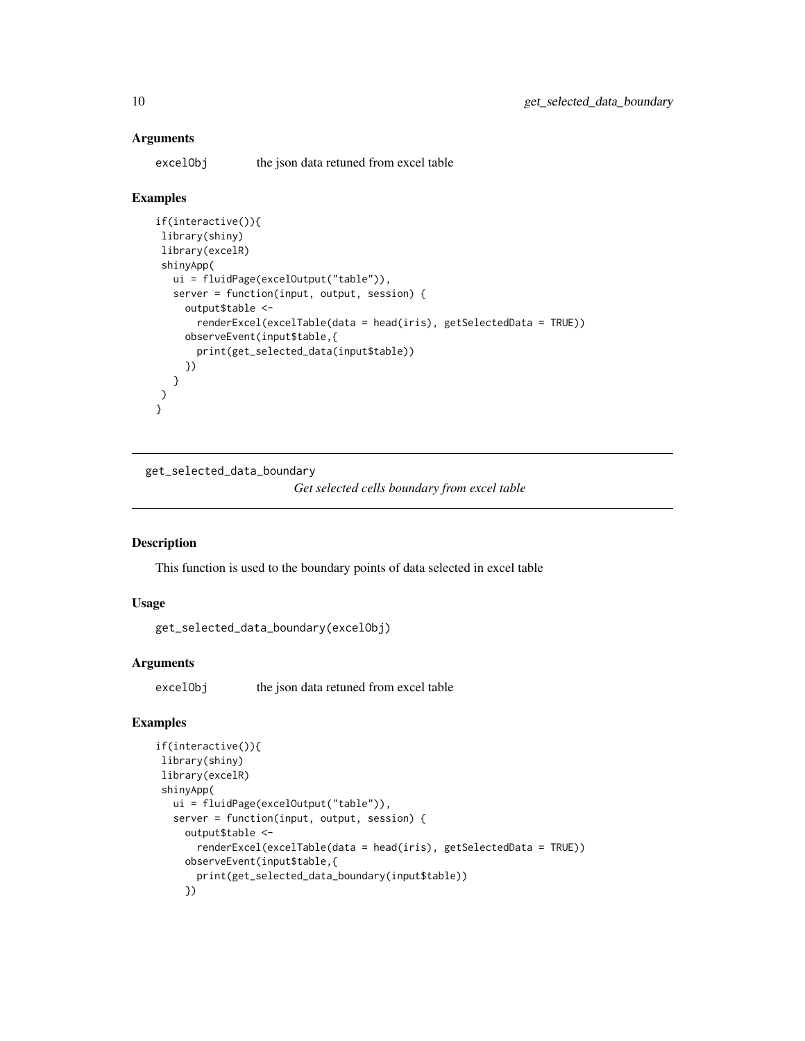### Arguments

| | |
|---|---|
| excelObj | the json data retuned from excel table |

### Examples

```
if(interactive()){
 library(shiny)
 library(excelR)
 shinyApp(
   ui = fluidPage(excelOutput("table")),
   server = function(input, output, session) {
     output$table <-
       renderExcel(excelTable(data = head(iris), getSelectedData = TRUE))
     observeEvent(input$table,{
       print(get_selected_data(input$table))
     })
   }
 )
}
```

---

## get_selected_data_boundary

*Get selected cells boundary from excel table*

---

### Description

This function is used to the boundary points of data selected in excel table

### Usage

```
get_selected_data_boundary(excelObj)
```

### Arguments

| | |
|---|---|
| excelObj | the json data retuned from excel table |

### Examples

```
if(interactive()){
 library(shiny)
 library(excelR)
 shinyApp(
   ui = fluidPage(excelOutput("table")),
   server = function(input, output, session) {
     output$table <-
       renderExcel(excelTable(data = head(iris), getSelectedData = TRUE))
     observeEvent(input$table,{
       print(get_selected_data_boundary(input$table))
     })
```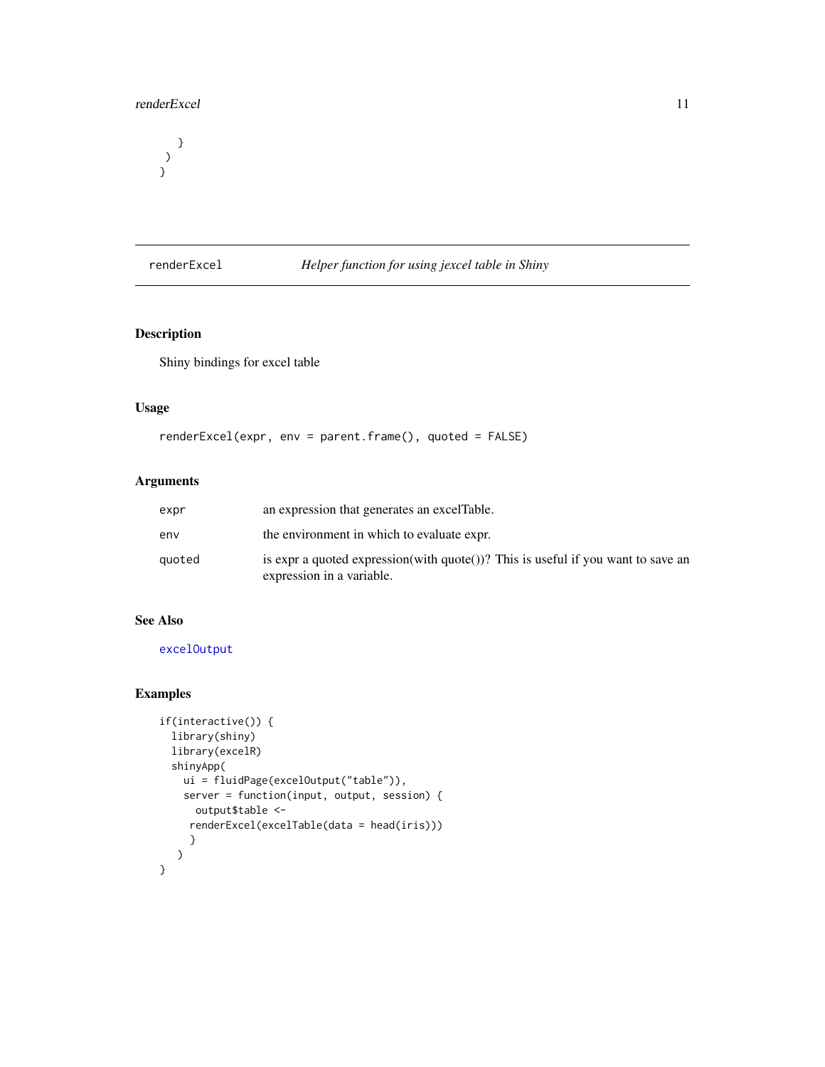```
    }
  )
}
```

## renderExcel — *Helper function for using jexcel table in Shiny*

### Description

Shiny bindings for excel table

### Usage

```
renderExcel(expr, env = parent.frame(), quoted = FALSE)
```

### Arguments

| | |
|---|---|
| expr | an expression that generates an excelTable. |
| env | the environment in which to evaluate expr. |
| quoted | is expr a quoted expression(with quote())? This is useful if you want to save an expression in a variable. |

### See Also

excelOutput

### Examples

```
if(interactive()) {
  library(shiny)
  library(excelR)
  shinyApp(
    ui = fluidPage(excelOutput("table")),
    server = function(input, output, session) {
      output$table <-
     renderExcel(excelTable(data = head(iris)))
     }
   )
}
```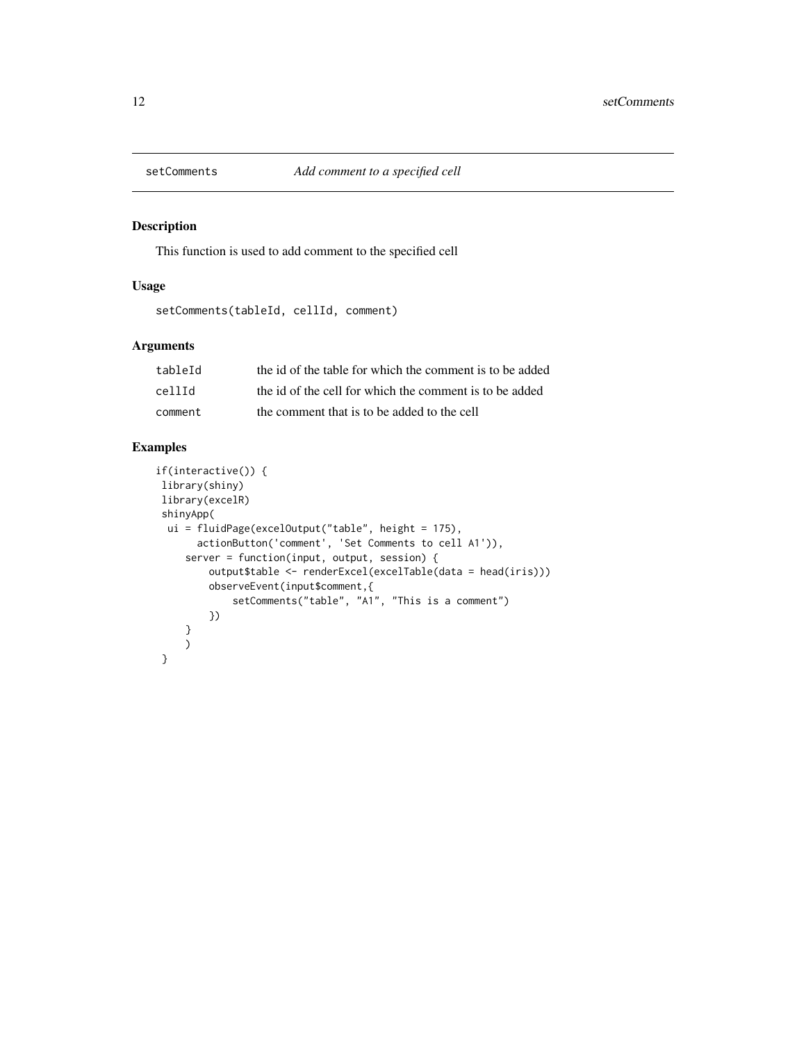## setComments — *Add comment to a specified cell*

### Description

This function is used to add comment to the specified cell

### Usage

```
setComments(tableId, cellId, comment)
```

### Arguments

| | |
|---|---|
| tableId | the id of the table for which the comment is to be added |
| cellId | the id of the cell for which the comment is to be added |
| comment | the comment that is to be added to the cell |

### Examples

```
if(interactive()) {
 library(shiny)
 library(excelR)
 shinyApp(
  ui = fluidPage(excelOutput("table", height = 175),
       actionButton('comment', 'Set Comments to cell A1')),
     server = function(input, output, session) {
         output$table <- renderExcel(excelTable(data = head(iris)))
         observeEvent(input$comment,{
             setComments("table", "A1", "This is a comment")
         })
     }
     )
 }
```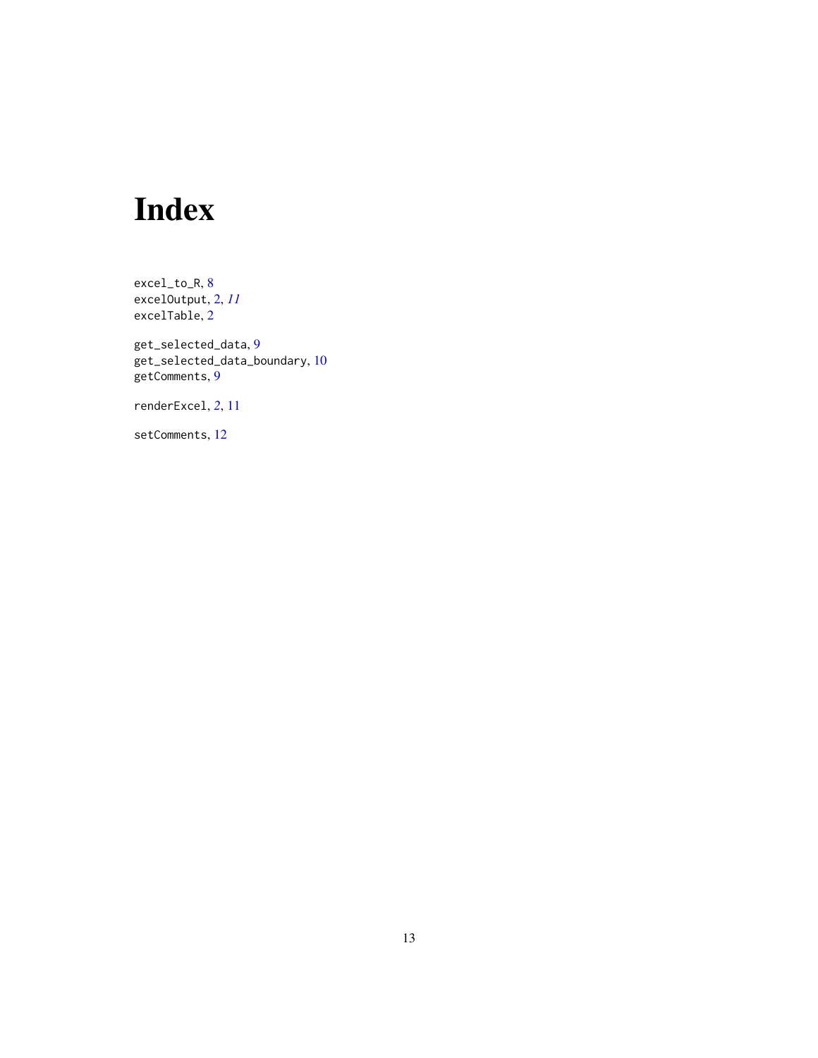# Index

excel_to_R, 8
excelOutput, 2, *11*
excelTable, 2

get_selected_data, 9
get_selected_data_boundary, 10
getComments, 9

renderExcel, *2*, 11

setComments, 12